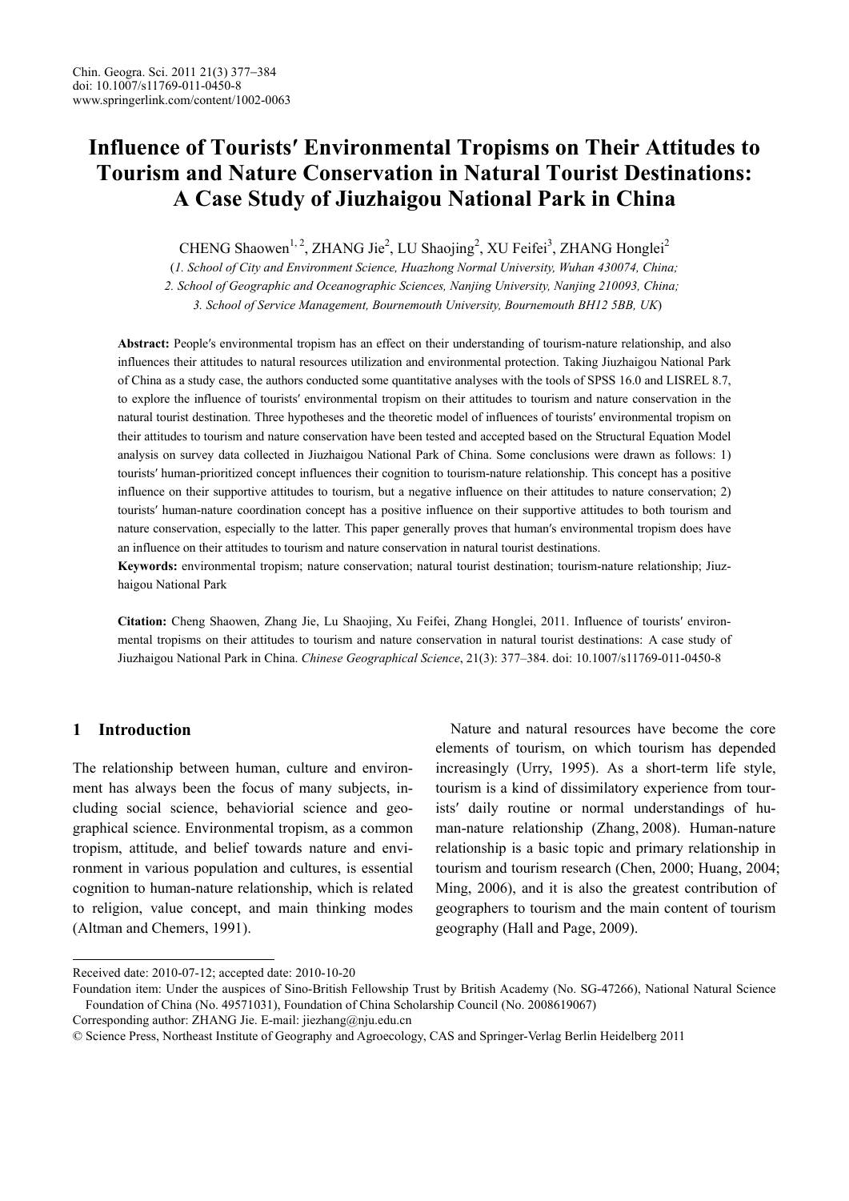# Influence of Tourists′ Environmental Tropisms on Their Attitudes to Tourism and Nature Conservation in Natural Tourist Destinations: A Case Study of Jiuzhaigou National Park in China

CHENG Shaowen[1, 2], ZHANG Jie[2], LU Shaojing[2], XU Feifei[3], ZHANG Honglei[2]

(*1. School of City and Environment Science, Huazhong Normal University, Wuhan 430074, China;*
*2. School of Geographic and Oceanographic Sciences, Nanjing University, Nanjing 210093, China;*
*3. School of Service Management, Bournemouth University, Bournemouth BH12 5BB, UK*)

**Abstract:** People′s environmental tropism has an effect on their understanding of tourism-nature relationship, and also influences their attitudes to natural resources utilization and environmental protection. Taking Jiuzhaigou National Park of China as a study case, the authors conducted some quantitative analyses with the tools of SPSS 16.0 and LISREL 8.7, to explore the influence of tourists′ environmental tropism on their attitudes to tourism and nature conservation in the natural tourist destination. Three hypotheses and the theoretic model of influences of tourists′ environmental tropism on their attitudes to tourism and nature conservation have been tested and accepted based on the Structural Equation Model analysis on survey data collected in Jiuzhaigou National Park of China. Some conclusions were drawn as follows: 1) tourists′ human-prioritized concept influences their cognition to tourism-nature relationship. This concept has a positive influence on their supportive attitudes to tourism, but a negative influence on their attitudes to nature conservation; 2) tourists′ human-nature coordination concept has a positive influence on their supportive attitudes to both tourism and nature conservation, especially to the latter. This paper generally proves that human′s environmental tropism does have an influence on their attitudes to tourism and nature conservation in natural tourist destinations.

**Keywords:** environmental tropism; nature conservation; natural tourist destination; tourism-nature relationship; Jiuzhaigou National Park

**Citation:** Cheng Shaowen, Zhang Jie, Lu Shaojing, Xu Feifei, Zhang Honglei, 2011. Influence of tourists′ environmental tropisms on their attitudes to tourism and nature conservation in natural tourist destinations: A case study of Jiuzhaigou National Park in China. *Chinese Geographical Science*, 21(3): 377–384. doi: 10.1007/s11769-011-0450-8

## 1 Introduction

The relationship between human, culture and environment has always been the focus of many subjects, including social science, behaviorial science and geographical science. Environmental tropism, as a common tropism, attitude, and belief towards nature and environment in various population and cultures, is essential cognition to human-nature relationship, which is related to religion, value concept, and main thinking modes (Altman and Chemers, 1991).

Nature and natural resources have become the core elements of tourism, on which tourism has depended increasingly (Urry, 1995). As a short-term life style, tourism is a kind of dissimilatory experience from tourists′ daily routine or normal understandings of human-nature relationship (Zhang, 2008). Human-nature relationship is a basic topic and primary relationship in tourism and tourism research (Chen, 2000; Huang, 2004; Ming, 2006), and it is also the greatest contribution of geographers to tourism and the main content of tourism geography (Hall and Page, 2009).

---

Received date: 2010-07-12; accepted date: 2010-10-20

Foundation item: Under the auspices of Sino-British Fellowship Trust by British Academy (No. SG-47266), National Natural Science Foundation of China (No. 49571031), Foundation of China Scholarship Council (No. 2008619067)

Corresponding author: ZHANG Jie. E-mail: jiezhang@nju.edu.cn

© Science Press, Northeast Institute of Geography and Agroecology, CAS and Springer-Verlag Berlin Heidelberg 2011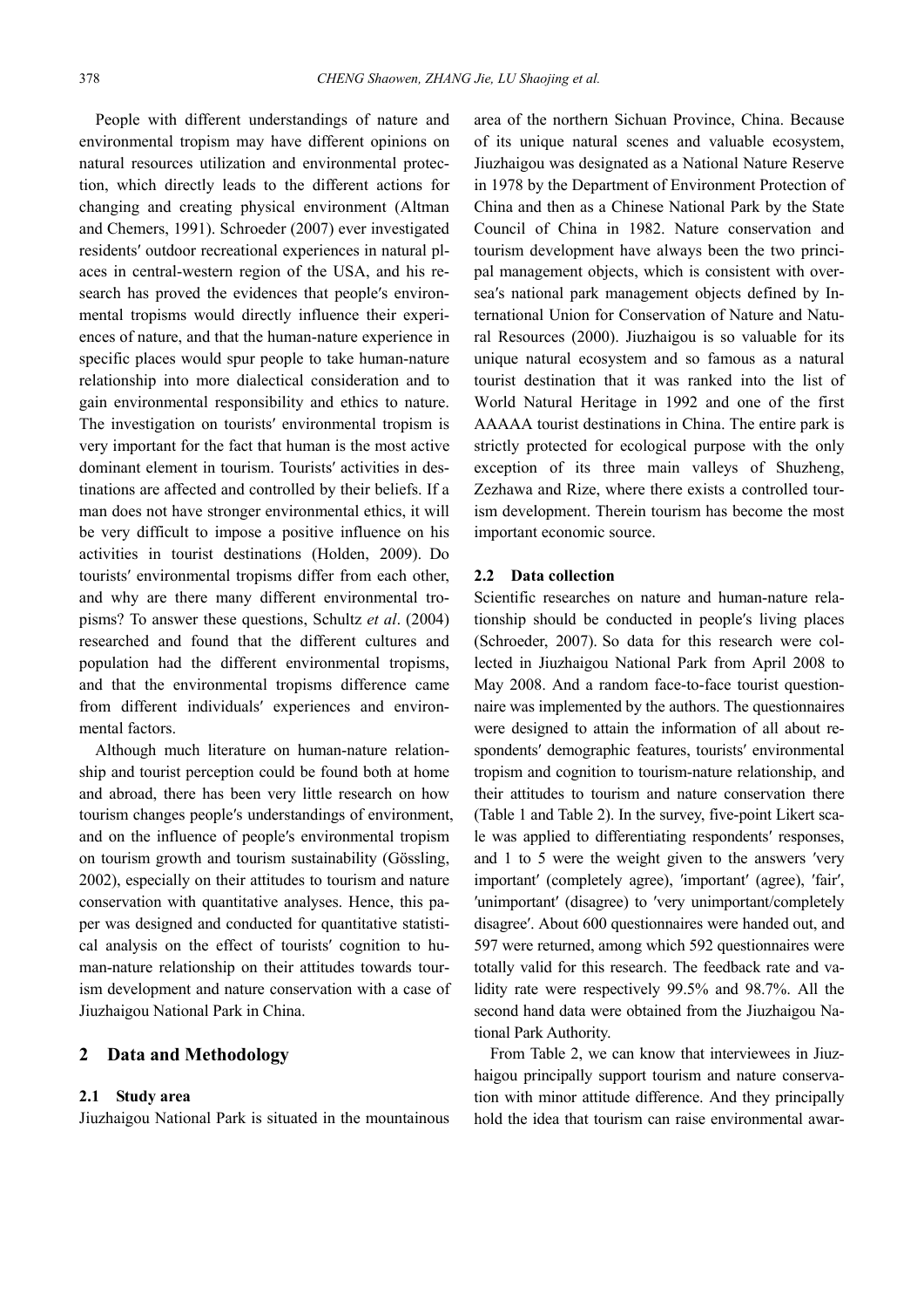People with different understandings of nature and environmental tropism may have different opinions on natural resources utilization and environmental protection, which directly leads to the different actions for changing and creating physical environment (Altman and Chemers, 1991). Schroeder (2007) ever investigated residents′ outdoor recreational experiences in natural places in central-western region of the USA, and his research has proved the evidences that people′s environmental tropisms would directly influence their experiences of nature, and that the human-nature experience in specific places would spur people to take human-nature relationship into more dialectical consideration and to gain environmental responsibility and ethics to nature. The investigation on tourists′ environmental tropism is very important for the fact that human is the most active dominant element in tourism. Tourists′ activities in destinations are affected and controlled by their beliefs. If a man does not have stronger environmental ethics, it will be very difficult to impose a positive influence on his activities in tourist destinations (Holden, 2009). Do tourists′ environmental tropisms differ from each other, and why are there many different environmental tropisms? To answer these questions, Schultz *et al*. (2004) researched and found that the different cultures and population had the different environmental tropisms, and that the environmental tropisms difference came from different individuals′ experiences and environmental factors.

Although much literature on human-nature relationship and tourist perception could be found both at home and abroad, there has been very little research on how tourism changes people′s understandings of environment, and on the influence of people′s environmental tropism on tourism growth and tourism sustainability (Gössling, 2002), especially on their attitudes to tourism and nature conservation with quantitative analyses. Hence, this paper was designed and conducted for quantitative statistical analysis on the effect of tourists′ cognition to human-nature relationship on their attitudes towards tourism development and nature conservation with a case of Jiuzhaigou National Park in China.

## 2 Data and Methodology

### 2.1 Study area

Jiuzhaigou National Park is situated in the mountainous area of the northern Sichuan Province, China. Because of its unique natural scenes and valuable ecosystem, Jiuzhaigou was designated as a National Nature Reserve in 1978 by the Department of Environment Protection of China and then as a Chinese National Park by the State Council of China in 1982. Nature conservation and tourism development have always been the two principal management objects, which is consistent with oversea′s national park management objects defined by International Union for Conservation of Nature and Natural Resources (2000). Jiuzhaigou is so valuable for its unique natural ecosystem and so famous as a natural tourist destination that it was ranked into the list of World Natural Heritage in 1992 and one of the first AAAAA tourist destinations in China. The entire park is strictly protected for ecological purpose with the only exception of its three main valleys of Shuzheng, Zezhawa and Rize, where there exists a controlled tourism development. Therein tourism has become the most important economic source.

### 2.2 Data collection

Scientific researches on nature and human-nature relationship should be conducted in people′s living places (Schroeder, 2007). So data for this research were collected in Jiuzhaigou National Park from April 2008 to May 2008. And a random face-to-face tourist questionnaire was implemented by the authors. The questionnaires were designed to attain the information of all about respondents′ demographic features, tourists′ environmental tropism and cognition to tourism-nature relationship, and their attitudes to tourism and nature conservation there (Table 1 and Table 2). In the survey, five-point Likert scale was applied to differentiating respondents′ responses, and 1 to 5 were the weight given to the answers ′very important′ (completely agree), ′important′ (agree), ′fair′, ′unimportant′ (disagree) to ′very unimportant/completely disagree′. About 600 questionnaires were handed out, and 597 were returned, among which 592 questionnaires were totally valid for this research. The feedback rate and validity rate were respectively 99.5% and 98.7%. All the second hand data were obtained from the Jiuzhaigou National Park Authority.

From Table 2, we can know that interviewees in Jiuzhaigou principally support tourism and nature conservation with minor attitude difference. And they principally hold the idea that tourism can raise environmental awar-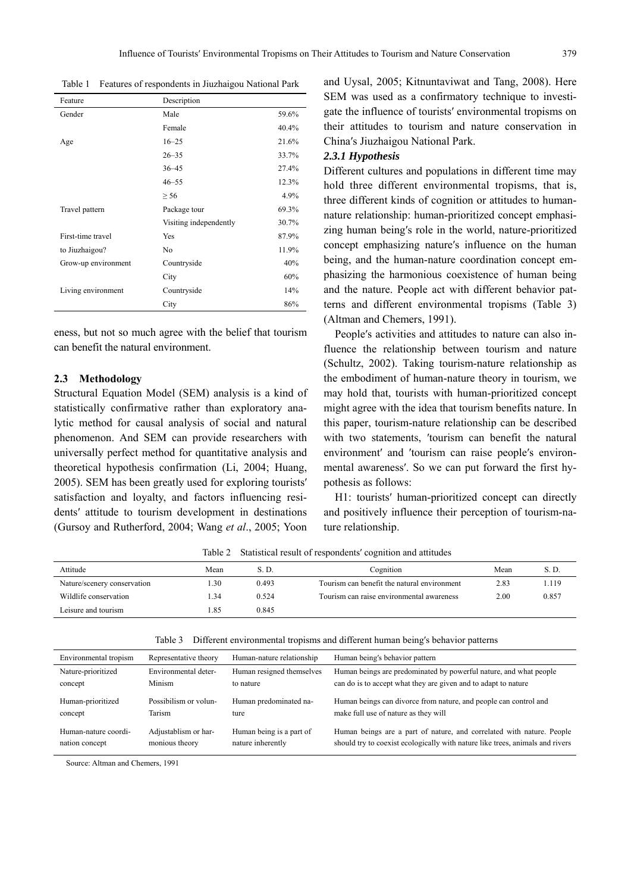Table 1 Features of respondents in Jiuzhaigou National Park

| Feature | Description | |
|---|---|---|
| Gender | Male | 59.6% |
| | Female | 40.4% |
| Age | 16–25 | 21.6% |
| | 26–35 | 33.7% |
| | 36–45 | 27.4% |
| | 46–55 | 12.3% |
| | ≥ 56 | 4.9% |
| Travel pattern | Package tour | 69.3% |
| | Visiting independently | 30.7% |
| First-time travel to Jiuzhaigou? | Yes | 87.9% |
| | No | 11.9% |
| Grow-up environment | Countryside | 40% |
| | City | 60% |
| Living environment | Countryside | 14% |
| | City | 86% |

eness, but not so much agree with the belief that tourism can benefit the natural environment.

### 2.3 Methodology

Structural Equation Model (SEM) analysis is a kind of statistically confirmative rather than exploratory analytic method for causal analysis of social and natural phenomenon. And SEM can provide researchers with universally perfect method for quantitative analysis and theoretical hypothesis confirmation (Li, 2004; Huang, 2005). SEM has been greatly used for exploring tourists′ satisfaction and loyalty, and factors influencing residents′ attitude to tourism development in destinations (Gursoy and Rutherford, 2004; Wang *et al*., 2005; Yoon and Uysal, 2005; Kitnuntaviwat and Tang, 2008). Here SEM was used as a confirmatory technique to investigate the influence of tourists′ environmental tropisms on their attitudes to tourism and nature conservation in China′s Jiuzhaigou National Park.

#### *2.3.1 Hypothesis*

Different cultures and populations in different time may hold three different environmental tropisms, that is, three different kinds of cognition or attitudes to human-nature relationship: human-prioritized concept emphasizing human being′s role in the world, nature-prioritized concept emphasizing nature′s influence on the human being, and the human-nature coordination concept emphasizing the harmonious coexistence of human being and the nature. People act with different behavior patterns and different environmental tropisms (Table 3) (Altman and Chemers, 1991).

People′s activities and attitudes to nature can also influence the relationship between tourism and nature (Schultz, 2002). Taking tourism-nature relationship as the embodiment of human-nature theory in tourism, we may hold that, tourists with human-prioritized concept might agree with the idea that tourism benefits nature. In this paper, tourism-nature relationship can be described with two statements, ′tourism can benefit the natural environment′ and ′tourism can raise people′s environmental awareness′. So we can put forward the first hypothesis as follows:

H1: tourists′ human-prioritized concept can directly and positively influence their perception of tourism-nature relationship.

Table 2 Statistical result of respondents′ cognition and attitudes

| Attitude | Mean | S. D. | Cognition | Mean | S. D. |
|---|---|---|---|---|---|
| Nature/scenery conservation | 1.30 | 0.493 | Tourism can benefit the natural environment | 2.83 | 1.119 |
| Wildlife conservation | 1.34 | 0.524 | Tourism can raise environmental awareness | 2.00 | 0.857 |
| Leisure and tourism | 1.85 | 0.845 | | | |

Table 3 Different environmental tropisms and different human being′s behavior patterns

| Environmental tropism | Representative theory | Human-nature relationship | Human being′s behavior pattern |
|---|---|---|---|
| Nature-prioritized concept | Environmental deter-Minism | Human resigned themselves to nature | Human beings are predominated by powerful nature, and what people can do is to accept what they are given and to adapt to nature |
| Human-prioritized concept | Possibilism or volun-Tarism | Human predominated nature | Human beings can divorce from nature, and people can control and make full use of nature as they will |
| Human-nature coordination concept | Adjustablism or harmonious theory | Human being is a part of nature inherently | Human beings are a part of nature, and correlated with nature. People should try to coexist ecologically with nature like trees, animals and rivers |

Source: Altman and Chemers, 1991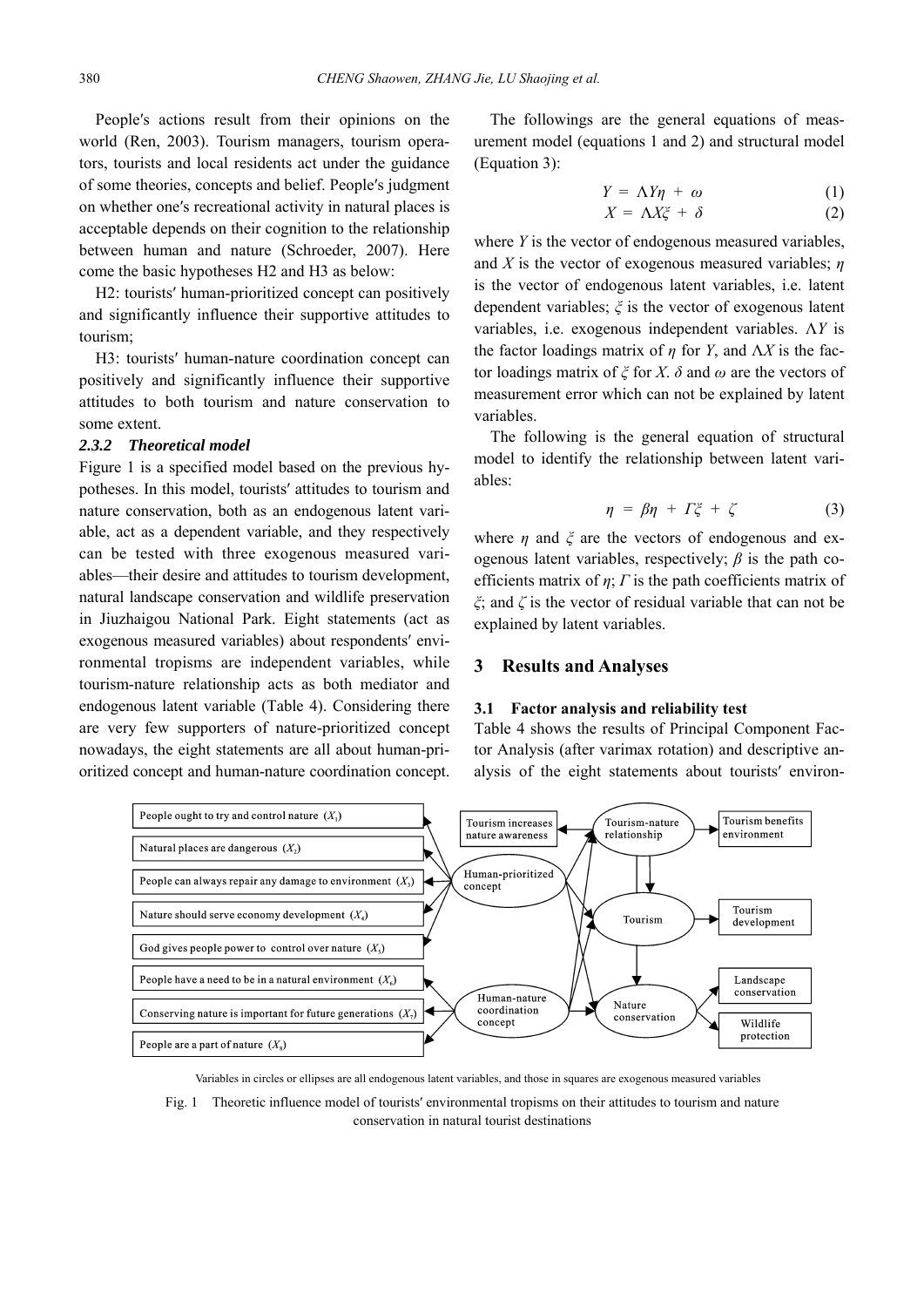People′s actions result from their opinions on the world (Ren, 2003). Tourism managers, tourism operators, tourists and local residents act under the guidance of some theories, concepts and belief. People′s judgment on whether one′s recreational activity in natural places is acceptable depends on their cognition to the relationship between human and nature (Schroeder, 2007). Here come the basic hypotheses H2 and H3 as below:

H2: tourists′ human-prioritized concept can positively and significantly influence their supportive attitudes to tourism;

H3: tourists′ human-nature coordination concept can positively and significantly influence their supportive attitudes to both tourism and nature conservation to some extent.

### *2.3.2 Theoretical model*

Figure 1 is a specified model based on the previous hypotheses. In this model, tourists′ attitudes to tourism and nature conservation, both as an endogenous latent variable, act as a dependent variable, and they respectively can be tested with three exogenous measured variables—their desire and attitudes to tourism development, natural landscape conservation and wildlife preservation in Jiuzhaigou National Park. Eight statements (act as exogenous measured variables) about respondents′ environmental tropisms are independent variables, while tourism-nature relationship acts as both mediator and endogenous latent variable (Table 4). Considering there are very few supporters of nature-prioritized concept nowadays, the eight statements are all about human-prioritized concept and human-nature coordination concept.

The followings are the general equations of measurement model (equations 1 and 2) and structural model (Equation 3):

$$Y = \Lambda Y\eta + \omega \quad (1)$$

$$X = \Lambda X\xi + \delta \quad (2)$$

where $Y$ is the vector of endogenous measured variables, and $X$ is the vector of exogenous measured variables; $\eta$ is the vector of endogenous latent variables, i.e. latent dependent variables; $\xi$ is the vector of exogenous latent variables, i.e. exogenous independent variables. $\Lambda Y$ is the factor loadings matrix of $\eta$ for $Y$, and $\Lambda X$ is the factor loadings matrix of $\xi$ for $X$. $\delta$ and $\omega$ are the vectors of measurement error which can not be explained by latent variables.

The following is the general equation of structural model to identify the relationship between latent variables:

$$\eta = \beta\eta + \Gamma\xi + \zeta \quad (3)$$

where $\eta$ and $\xi$ are the vectors of endogenous and exogenous latent variables, respectively; $\beta$ is the path coefficients matrix of $\eta$; $\Gamma$ is the path coefficients matrix of $\xi$; and $\zeta$ is the vector of residual variable that can not be explained by latent variables.

## 3 Results and Analyses

### 3.1 Factor analysis and reliability test

Table 4 shows the results of Principal Component Factor Analysis (after varimax rotation) and descriptive analysis of the eight statements about tourists′ environ-

Variables in circles or ellipses are all endogenous latent variables, and those in squares are exogenous measured variables

Fig. 1 Theoretic influence model of tourists′ environmental tropisms on their attitudes to tourism and nature conservation in natural tourist destinations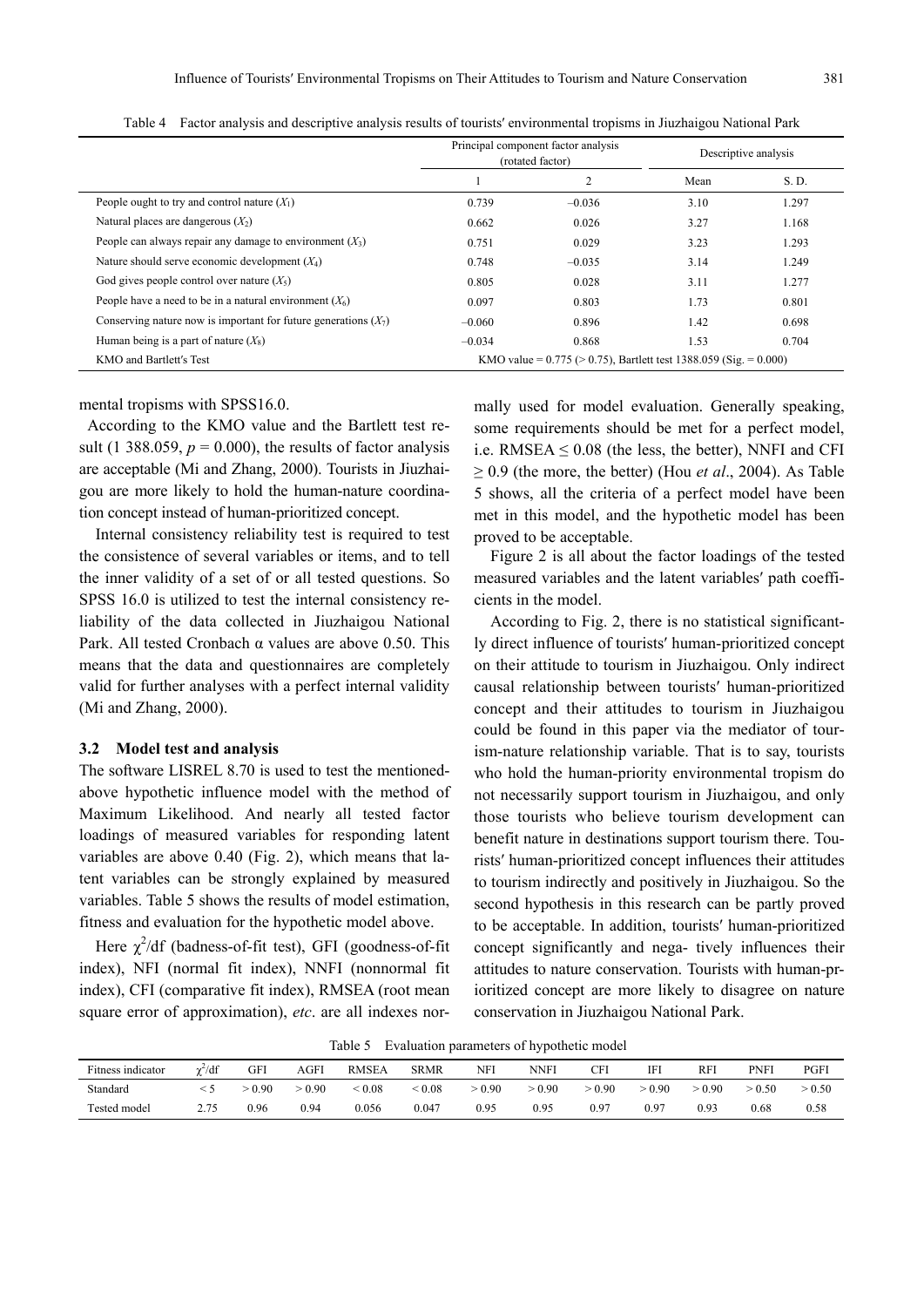Table 4 Factor analysis and descriptive analysis results of tourists′ environmental tropisms in Jiuzhaigou National Park

| | Principal component factor analysis (rotated factor) | | Descriptive analysis | |
|---|---|---|---|---|
| | 1 | 2 | Mean | S. D. |
| People ought to try and control nature ($X_1$) | 0.739 | −0.036 | 3.10 | 1.297 |
| Natural places are dangerous ($X_2$) | 0.662 | 0.026 | 3.27 | 1.168 |
| People can always repair any damage to environment ($X_3$) | 0.751 | 0.029 | 3.23 | 1.293 |
| Nature should serve economic development ($X_4$) | 0.748 | −0.035 | 3.14 | 1.249 |
| God gives people control over nature ($X_5$) | 0.805 | 0.028 | 3.11 | 1.277 |
| People have a need to be in a natural environment ($X_6$) | 0.097 | 0.803 | 1.73 | 0.801 |
| Conserving nature now is important for future generations ($X_7$) | −0.060 | 0.896 | 1.42 | 0.698 |
| Human being is a part of nature ($X_8$) | −0.034 | 0.868 | 1.53 | 0.704 |
| KMO and Bartlett′s Test | KMO value = 0.775 (> 0.75), Bartlett test 1388.059 (Sig. = 0.000) | | | |

mental tropisms with SPSS16.0.

According to the KMO value and the Bartlett test result (1 388.059, $p = 0.000$), the results of factor analysis are acceptable (Mi and Zhang, 2000). Tourists in Jiuzhaigou are more likely to hold the human-nature coordination concept instead of human-prioritized concept.

Internal consistency reliability test is required to test the consistence of several variables or items, and to tell the inner validity of a set of or all tested questions. So SPSS 16.0 is utilized to test the internal consistency reliability of the data collected in Jiuzhaigou National Park. All tested Cronbach α values are above 0.50. This means that the data and questionnaires are completely valid for further analyses with a perfect internal validity (Mi and Zhang, 2000).

### 3.2 Model test and analysis

The software LISREL 8.70 is used to test the mentioned-above hypothetic influence model with the method of Maximum Likelihood. And nearly all tested factor loadings of measured variables for responding latent variables are above 0.40 (Fig. 2), which means that latent variables can be strongly explained by measured variables. Table 5 shows the results of model estimation, fitness and evaluation for the hypothetic model above.

Here $\chi^2$/df (badness-of-fit test), GFI (goodness-of-fit index), NFI (normal fit index), NNFI (nonnormal fit index), CFI (comparative fit index), RMSEA (root mean square error of approximation), *etc*. are all indexes normally used for model evaluation. Generally speaking, some requirements should be met for a perfect model, i.e. RMSEA ≤ 0.08 (the less, the better), NNFI and CFI ≥ 0.9 (the more, the better) (Hou *et al*., 2004). As Table 5 shows, all the criteria of a perfect model have been met in this model, and the hypothetic model has been proved to be acceptable.

Figure 2 is all about the factor loadings of the tested measured variables and the latent variables′ path coefficients in the model.

According to Fig. 2, there is no statistical significantly direct influence of tourists′ human-prioritized concept on their attitude to tourism in Jiuzhaigou. Only indirect causal relationship between tourists′ human-prioritized concept and their attitudes to tourism in Jiuzhaigou could be found in this paper via the mediator of tourism-nature relationship variable. That is to say, tourists who hold the human-priority environmental tropism do not necessarily support tourism in Jiuzhaigou, and only those tourists who believe tourism development can benefit nature in destinations support tourism there. Tourists′ human-prioritized concept influences their attitudes to tourism indirectly and positively in Jiuzhaigou. So the second hypothesis in this research can be partly proved to be acceptable. In addition, tourists′ human-prioritized concept significantly and negatively influences their attitudes to nature conservation. Tourists with human-prioritized concept are more likely to disagree on nature conservation in Jiuzhaigou National Park.

Table 5 Evaluation parameters of hypothetic model

| Fitness indicator | $\chi^2$/df | GFI | AGFI | RMSEA | SRMR | NFI | NNFI | CFI | IFI | RFI | PNFI | PGFI |
|---|---|---|---|---|---|---|---|---|---|---|---|---|
| Standard | < 5 | > 0.90 | > 0.90 | < 0.08 | < 0.08 | > 0.90 | > 0.90 | > 0.90 | > 0.90 | > 0.90 | > 0.50 | > 0.50 |
| Tested model | 2.75 | 0.96 | 0.94 | 0.056 | 0.047 | 0.95 | 0.95 | 0.97 | 0.97 | 0.93 | 0.68 | 0.58 |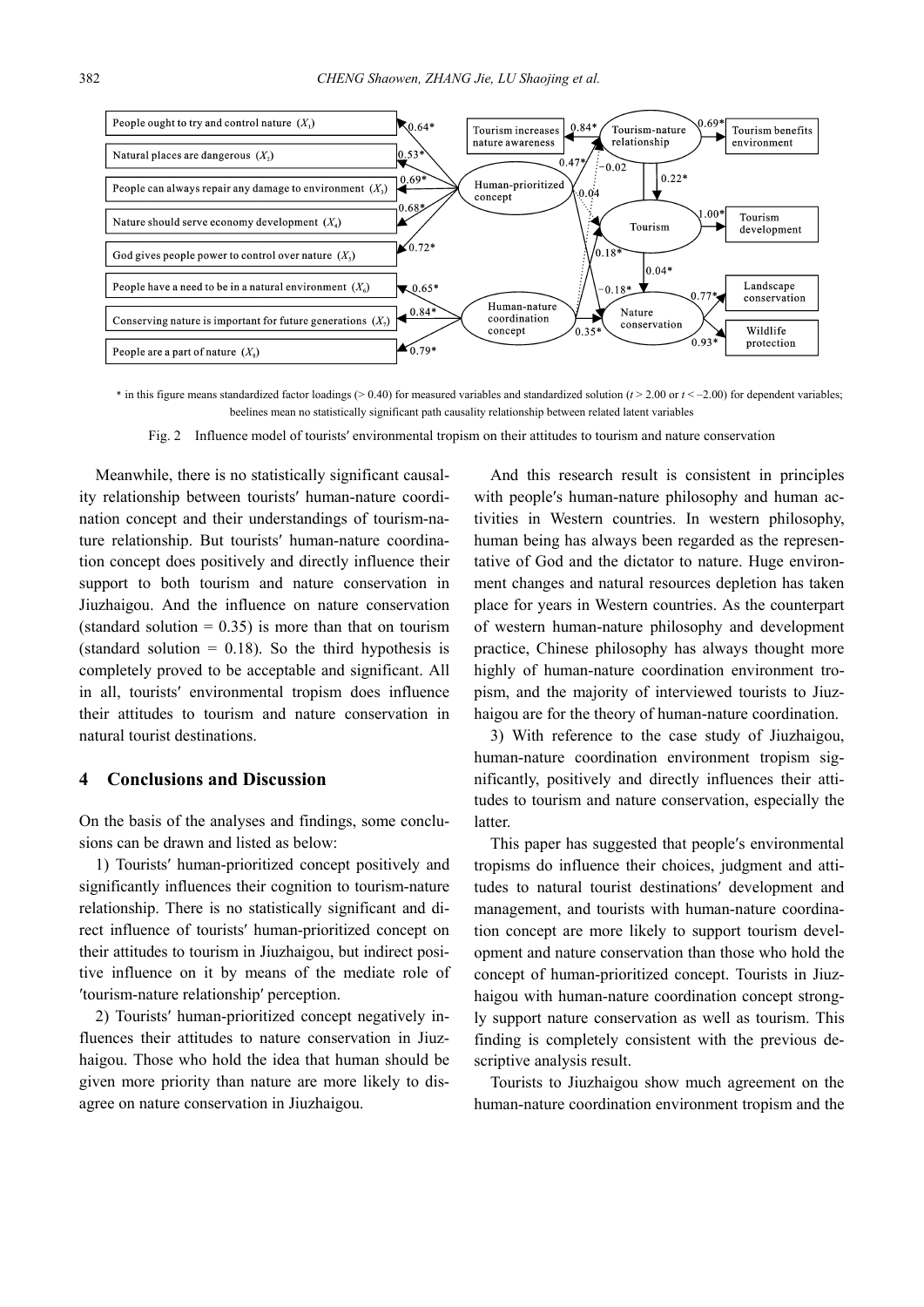\* in this figure means standardized factor loadings (> 0.40) for measured variables and standardized solution ($t$ > 2.00 or $t$ < –2.00) for dependent variables; beelines mean no statistically significant path causality relationship between related latent variables

Fig. 2 Influence model of tourists′ environmental tropism on their attitudes to tourism and nature conservation

Meanwhile, there is no statistically significant causality relationship between tourists′ human-nature coordination concept and their understandings of tourism-nature relationship. But tourists′ human-nature coordination concept does positively and directly influence their support to both tourism and nature conservation in Jiuzhaigou. And the influence on nature conservation (standard solution = 0.35) is more than that on tourism (standard solution = 0.18). So the third hypothesis is completely proved to be acceptable and significant. All in all, tourists′ environmental tropism does influence their attitudes to tourism and nature conservation in natural tourist destinations.

## 4 Conclusions and Discussion

On the basis of the analyses and findings, some conclusions can be drawn and listed as below:

1) Tourists′ human-prioritized concept positively and significantly influences their cognition to tourism-nature relationship. There is no statistically significant and direct influence of tourists′ human-prioritized concept on their attitudes to tourism in Jiuzhaigou, but indirect positive influence on it by means of the mediate role of ′tourism-nature relationship′ perception.

2) Tourists′ human-prioritized concept negatively influences their attitudes to nature conservation in Jiuzhaigou. Those who hold the idea that human should be given more priority than nature are more likely to disagree on nature conservation in Jiuzhaigou.

And this research result is consistent in principles with people′s human-nature philosophy and human activities in Western countries. In western philosophy, human being has always been regarded as the representative of God and the dictator to nature. Huge environment changes and natural resources depletion has taken place for years in Western countries. As the counterpart of western human-nature philosophy and development practice, Chinese philosophy has always thought more highly of human-nature coordination environment tropism, and the majority of interviewed tourists to Jiuzhaigou are for the theory of human-nature coordination.

3) With reference to the case study of Jiuzhaigou, human-nature coordination environment tropism significantly, positively and directly influences their attitudes to tourism and nature conservation, especially the latter.

This paper has suggested that people′s environmental tropisms do influence their choices, judgment and attitudes to natural tourist destinations′ development and management, and tourists with human-nature coordination concept are more likely to support tourism development and nature conservation than those who hold the concept of human-prioritized concept. Tourists in Jiuzhaigou with human-nature coordination concept strongly support nature conservation as well as tourism. This finding is completely consistent with the previous descriptive analysis result.

Tourists to Jiuzhaigou show much agreement on the human-nature coordination environment tropism and the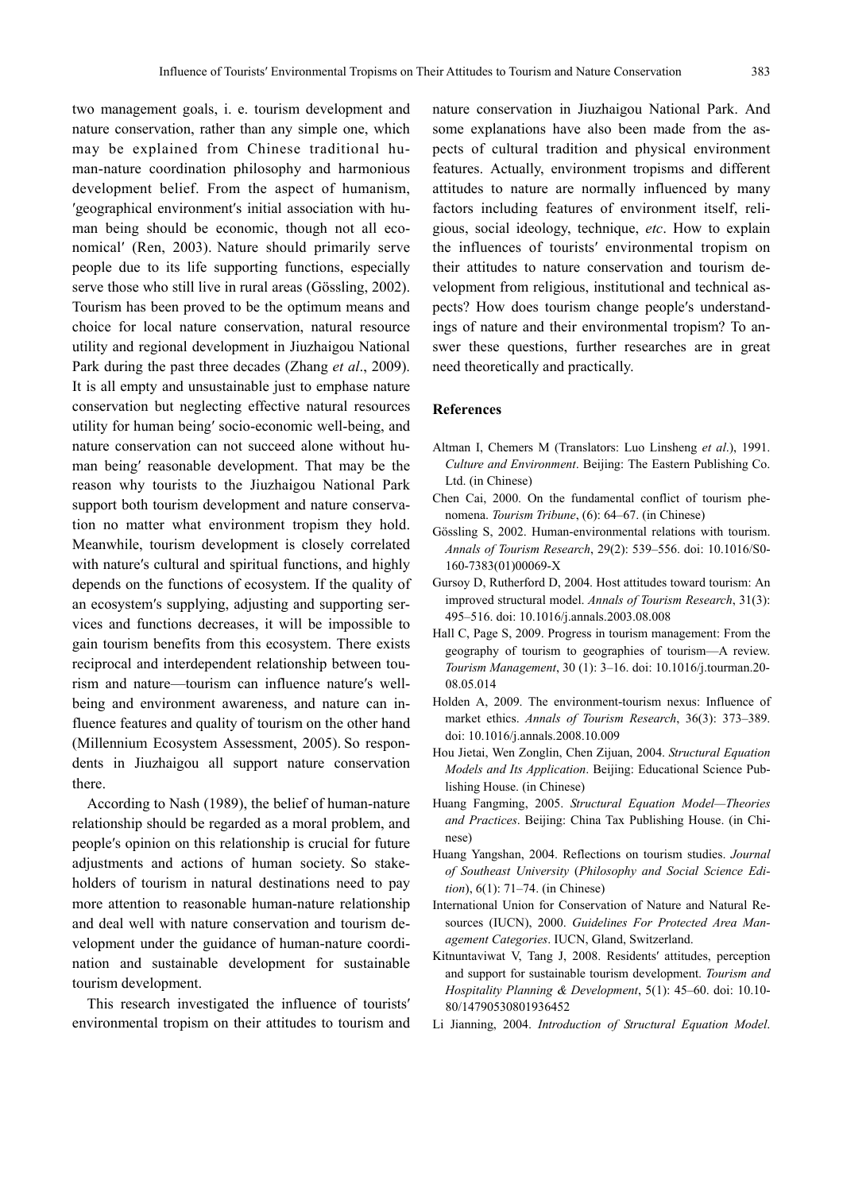two management goals, i. e. tourism development and nature conservation, rather than any simple one, which may be explained from Chinese traditional human-nature coordination philosophy and harmonious development belief. From the aspect of humanism, ′geographical environment′s initial association with human being should be economic, though not all economical′ (Ren, 2003). Nature should primarily serve people due to its life supporting functions, especially serve those who still live in rural areas (Gössling, 2002). Tourism has been proved to be the optimum means and choice for local nature conservation, natural resource utility and regional development in Jiuzhaigou National Park during the past three decades (Zhang *et al*., 2009). It is all empty and unsustainable just to emphase nature conservation but neglecting effective natural resources utility for human being′ socio-economic well-being, and nature conservation can not succeed alone without human being′ reasonable development. That may be the reason why tourists to the Jiuzhaigou National Park support both tourism development and nature conservation no matter what environment tropism they hold. Meanwhile, tourism development is closely correlated with nature′s cultural and spiritual functions, and highly depends on the functions of ecosystem. If the quality of an ecosystem′s supplying, adjusting and supporting services and functions decreases, it will be impossible to gain tourism benefits from this ecosystem. There exists reciprocal and interdependent relationship between tourism and nature—tourism can influence nature′s well-being and environment awareness, and nature can influence features and quality of tourism on the other hand (Millennium Ecosystem Assessment, 2005). So respondents in Jiuzhaigou all support nature conservation there.

According to Nash (1989), the belief of human-nature relationship should be regarded as a moral problem, and people′s opinion on this relationship is crucial for future adjustments and actions of human society. So stakeholders of tourism in natural destinations need to pay more attention to reasonable human-nature relationship and deal well with nature conservation and tourism development under the guidance of human-nature coordination and sustainable development for sustainable tourism development.

This research investigated the influence of tourists′ environmental tropism on their attitudes to tourism and nature conservation in Jiuzhaigou National Park. And some explanations have also been made from the aspects of cultural tradition and physical environment features. Actually, environment tropisms and different attitudes to nature are normally influenced by many factors including features of environment itself, religious, social ideology, technique, *etc*. How to explain the influences of tourists′ environmental tropism on their attitudes to nature conservation and tourism development from religious, institutional and technical aspects? How does tourism change people′s understandings of nature and their environmental tropism? To answer these questions, further researches are in great need theoretically and practically.

## References

Altman I, Chemers M (Translators: Luo Linsheng *et al*.), 1991. *Culture and Environment*. Beijing: The Eastern Publishing Co. Ltd. (in Chinese)

Chen Cai, 2000. On the fundamental conflict of tourism phenomena. *Tourism Tribune*, (6): 64–67. (in Chinese)

Gössling S, 2002. Human-environmental relations with tourism. *Annals of Tourism Research*, 29(2): 539–556. doi: 10.1016/S0-160-7383(01)00069-X

Gursoy D, Rutherford D, 2004. Host attitudes toward tourism: An improved structural model. *Annals of Tourism Research*, 31(3): 495–516. doi: 10.1016/j.annals.2003.08.008

Hall C, Page S, 2009. Progress in tourism management: From the geography of tourism to geographies of tourism—A review. *Tourism Management*, 30 (1): 3–16. doi: 10.1016/j.tourman.20-08.05.014

Holden A, 2009. The environment-tourism nexus: Influence of market ethics. *Annals of Tourism Research*, 36(3): 373–389. doi: 10.1016/j.annals.2008.10.009

Hou Jietai, Wen Zonglin, Chen Zijuan, 2004. *Structural Equation Models and Its Application*. Beijing: Educational Science Publishing House. (in Chinese)

Huang Fangming, 2005. *Structural Equation Model—Theories and Practices*. Beijing: China Tax Publishing House. (in Chinese)

Huang Yangshan, 2004. Reflections on tourism studies. *Journal of Southeast University* (*Philosophy and Social Science Edition*), 6(1): 71–74. (in Chinese)

International Union for Conservation of Nature and Natural Resources (IUCN), 2000. *Guidelines For Protected Area Management Categories*. IUCN, Gland, Switzerland.

Kitnuntaviwat V, Tang J, 2008. Residents′ attitudes, perception and support for sustainable tourism development. *Tourism and Hospitality Planning & Development*, 5(1): 45–60. doi: 10.10-80/14790530801936452

Li Jianning, 2004. *Introduction of Structural Equation Model*.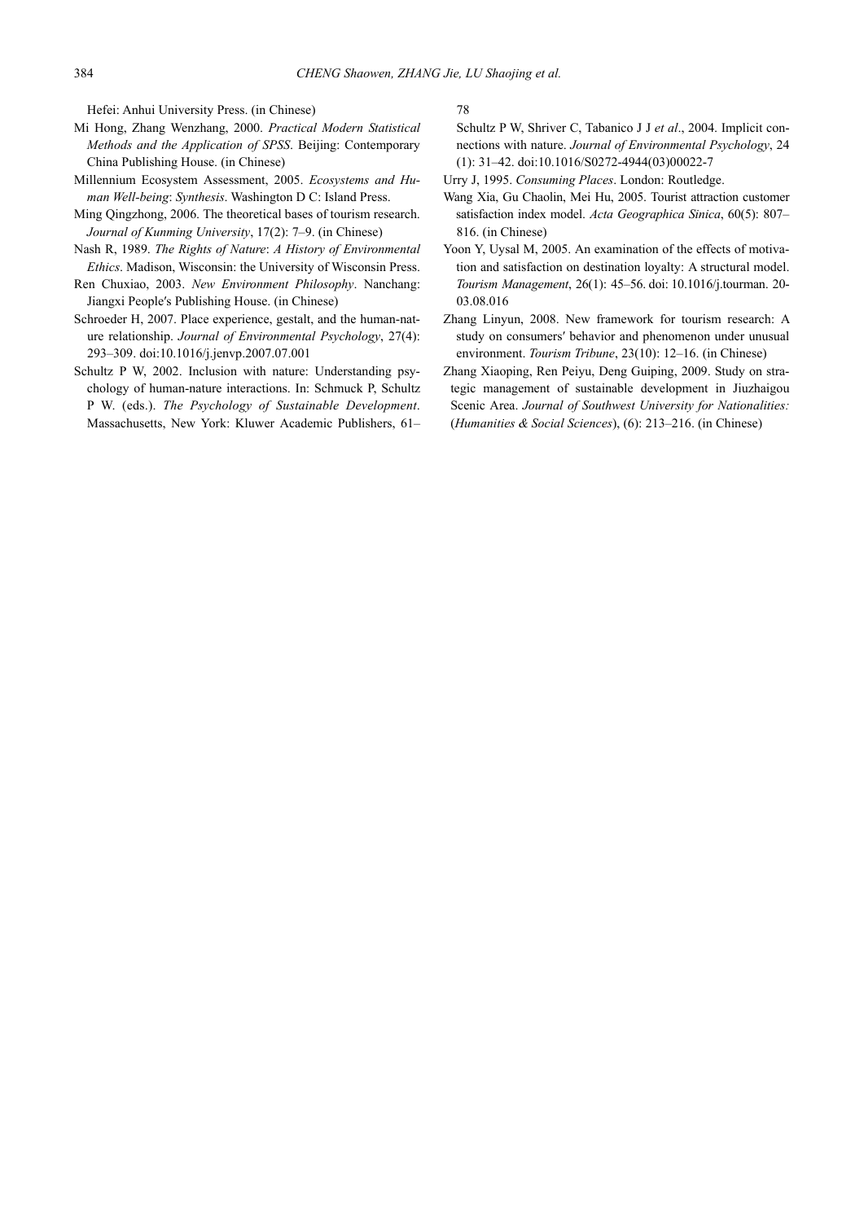Hefei: Anhui University Press. (in Chinese)

Mi Hong, Zhang Wenzhang, 2000. *Practical Modern Statistical Methods and the Application of SPSS*. Beijing: Contemporary China Publishing House. (in Chinese)

Millennium Ecosystem Assessment, 2005. *Ecosystems and Human Well-being*: *Synthesis*. Washington D C: Island Press.

Ming Qingzhong, 2006. The theoretical bases of tourism research. *Journal of Kunming University*, 17(2): 7–9. (in Chinese)

Nash R, 1989. *The Rights of Nature*: *A History of Environmental Ethics*. Madison, Wisconsin: the University of Wisconsin Press.

Ren Chuxiao, 2003. *New Environment Philosophy*. Nanchang: Jiangxi People′s Publishing House. (in Chinese)

Schroeder H, 2007. Place experience, gestalt, and the human-nature relationship. *Journal of Environmental Psychology*, 27(4): 293–309. doi:10.1016/j.jenvp.2007.07.001

Schultz P W, 2002. Inclusion with nature: Understanding psychology of human-nature interactions. In: Schmuck P, Schultz P W. (eds.). *The Psychology of Sustainable Development*. Massachusetts, New York: Kluwer Academic Publishers, 61–78

Schultz P W, Shriver C, Tabanico J J *et al*., 2004. Implicit connections with nature. *Journal of Environmental Psychology*, 24 (1): 31–42. doi:10.1016/S0272-4944(03)00022-7

Urry J, 1995. *Consuming Places*. London: Routledge.

Wang Xia, Gu Chaolin, Mei Hu, 2005. Tourist attraction customer satisfaction index model. *Acta Geographica Sinica*, 60(5): 807–816. (in Chinese)

Yoon Y, Uysal M, 2005. An examination of the effects of motivation and satisfaction on destination loyalty: A structural model. *Tourism Management*, 26(1): 45–56. doi: 10.1016/j.tourman. 2003.08.016

Zhang Linyun, 2008. New framework for tourism research: A study on consumers′ behavior and phenomenon under unusual environment. *Tourism Tribune*, 23(10): 12–16. (in Chinese)

Zhang Xiaoping, Ren Peiyu, Deng Guiping, 2009. Study on strategic management of sustainable development in Jiuzhaigou Scenic Area. *Journal of Southwest University for Nationalities:* (*Humanities & Social Sciences*), (6): 213–216. (in Chinese)